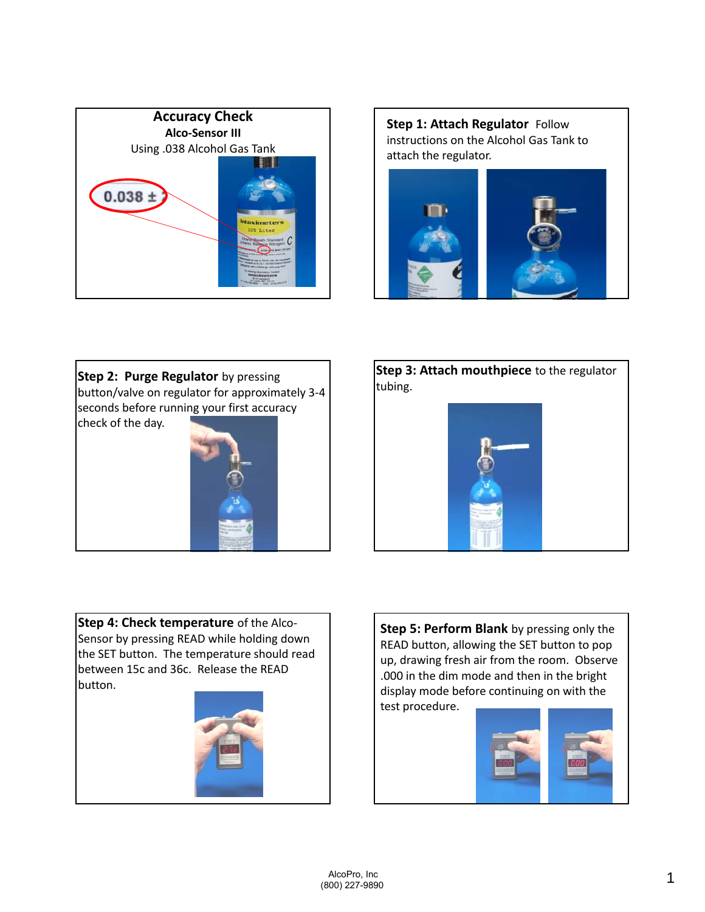## Accuracy Check

**Alco-Sensor III**

Using .038 Alcohol Gas Tank

0.038 ±

**Step 1: Attach Regulator** Follow instructions on the Alcohol Gas Tank to attach the regulator.

**Step 2: Purge Regulator** by pressing button/valve on regulator for approximately 3-4 seconds before running your first accuracy check of the day.

**Step 3: Attach mouthpiece** to the regulator tubing.

**Step 4: Check temperature** of the Alco-Sensor by pressing READ while holding down the SET button. The temperature should read between 15c and 36c. Release the READ button.

**Step 5: Perform Blank** by pressing only the READ button, allowing the SET button to pop up, drawing fresh air from the room. Observe .000 in the dim mode and then in the bright display mode before continuing on with the test procedure.

AlcoPro, Inc
(800) 227-9890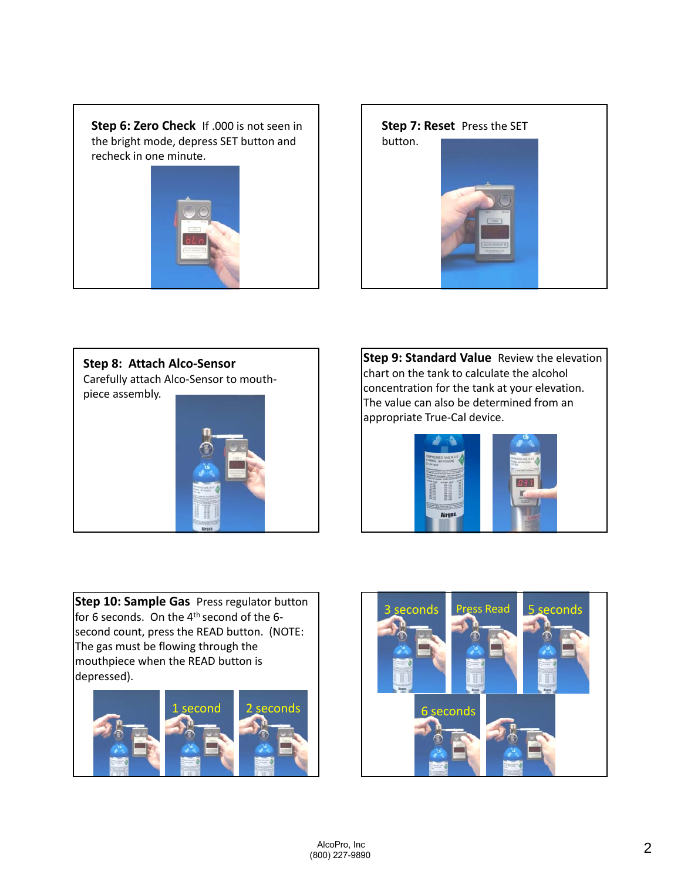**Step 6: Zero Check** If .000 is not seen in the bright mode, depress SET button and recheck in one minute.

**Step 7: Reset** Press the SET button.

**Step 8: Attach Alco-Sensor**
Carefully attach Alco-Sensor to mouth-piece assembly.

**Step 9: Standard Value** Review the elevation chart on the tank to calculate the alcohol concentration for the tank at your elevation. The value can also be determined from an appropriate True-Cal device.

**Step 10: Sample Gas** Press regulator button for 6 seconds. On the 4th second of the 6-second count, press the READ button. (NOTE: The gas must be flowing through the mouthpiece when the READ button is depressed).

1 second

2 seconds

3 seconds

Press Read

5 seconds

6 seconds

AlcoPro, Inc
(800) 227-9890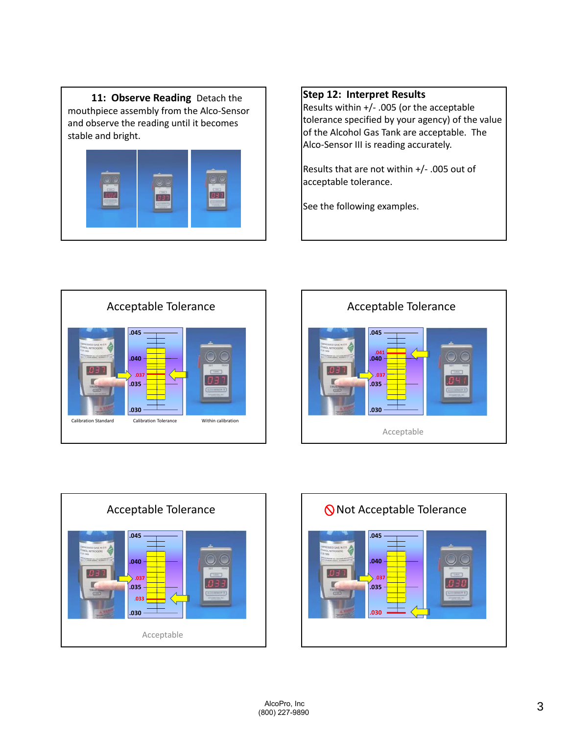**11: Observe Reading** Detach the mouthpiece assembly from the Alco-Sensor and observe the reading until it becomes stable and bright.

**Step 12: Interpret Results**

Results within +/- .005 (or the acceptable tolerance specified by your agency) of the value of the Alcohol Gas Tank are acceptable. The Alco-Sensor III is reading accurately.

Results that are not within +/- .005 out of acceptable tolerance.

See the following examples.

## Acceptable Tolerance

Calibration Standard    Calibration Tolerance    Within calibration

## Acceptable Tolerance

Acceptable

## Acceptable Tolerance

Acceptable

## Not Acceptable Tolerance

AlcoPro, Inc
(800) 227-9890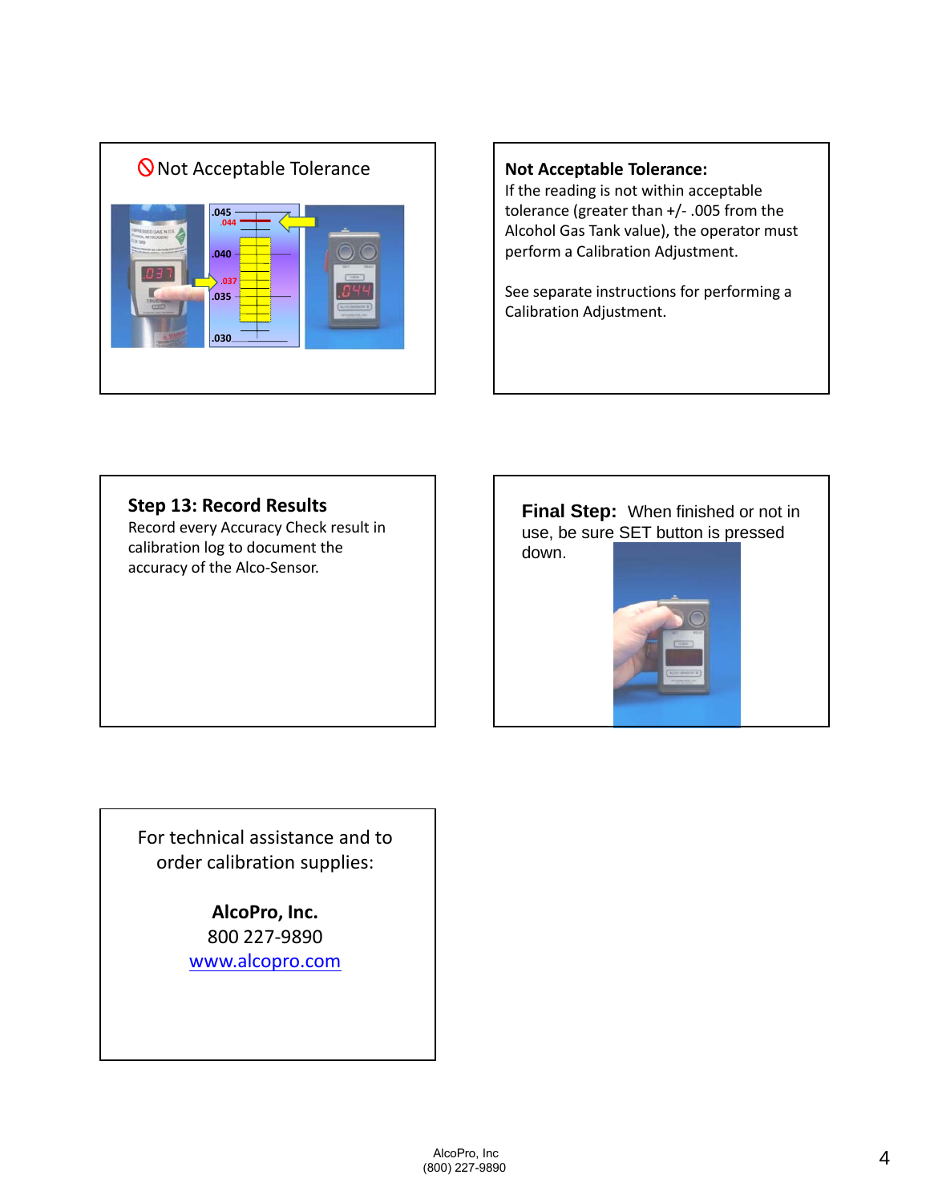## Not Acceptable Tolerance

.045
.044
.040
.037
.035
.030

**Not Acceptable Tolerance:**
If the reading is not within acceptable tolerance (greater than +/- .005 from the Alcohol Gas Tank value), the operator must perform a Calibration Adjustment.

See separate instructions for performing a Calibration Adjustment.

**Step 13: Record Results**
Record every Accuracy Check result in calibration log to document the accuracy of the Alco-Sensor.

**Final Step:** When finished or not in use, be sure SET button is pressed down.

For technical assistance and to order calibration supplies:

**AlcoPro, Inc.**
800 227-9890
www.alcopro.com